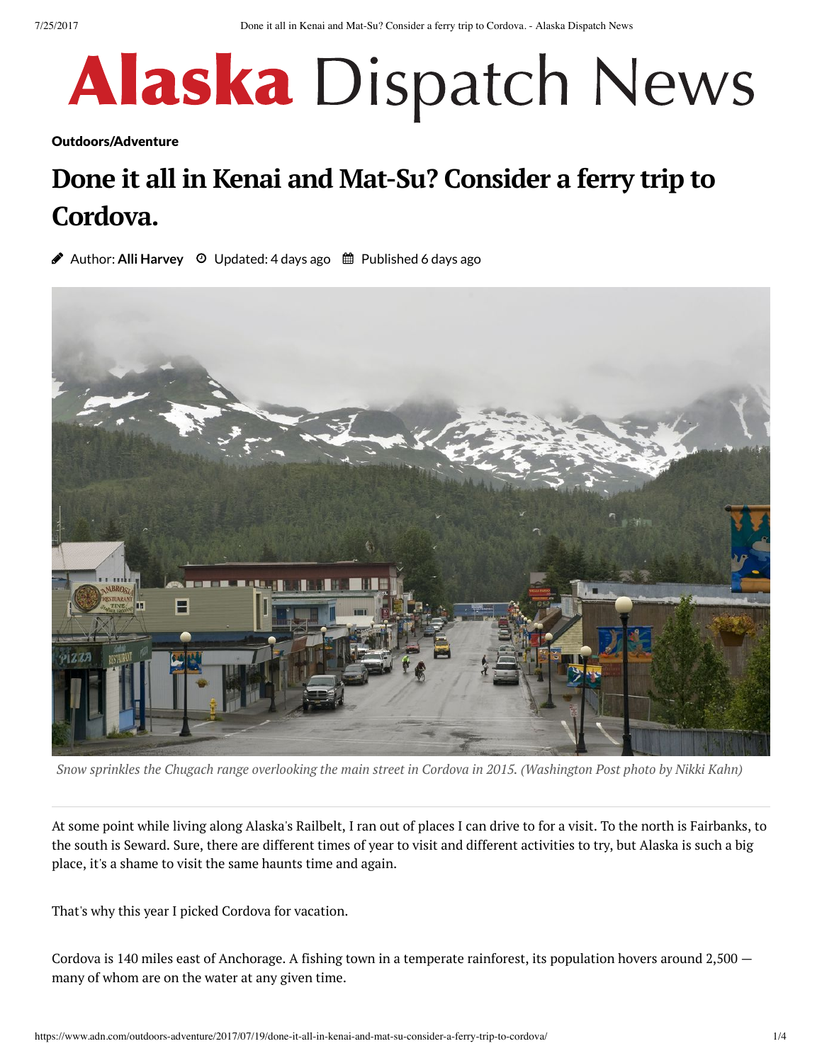# Alaska Dispatch News

**Outdoors/Adventure**

## Done it all in Kenai and Mat-Su? Consider a ferry trip to Cordova.

Author: **Alli Harvey** Updated: 4 days ago Published 6 days ago

*Snow sprinkles the Chugach range overlooking the main street in Cordova in 2015. (Washington Post photo by Nikki Kahn)*

At some point while living along Alaska's Railbelt, I ran out of places I can drive to for a visit. To the north is Fairbanks, to the south is Seward. Sure, there are different times of year to visit and different activities to try, but Alaska is such a big place, it's a shame to visit the same haunts time and again.

That's why this year I picked Cordova for vacation.

Cordova is 140 miles east of Anchorage. A fishing town in a temperate rainforest, its population hovers around 2,500 — many of whom are on the water at any given time.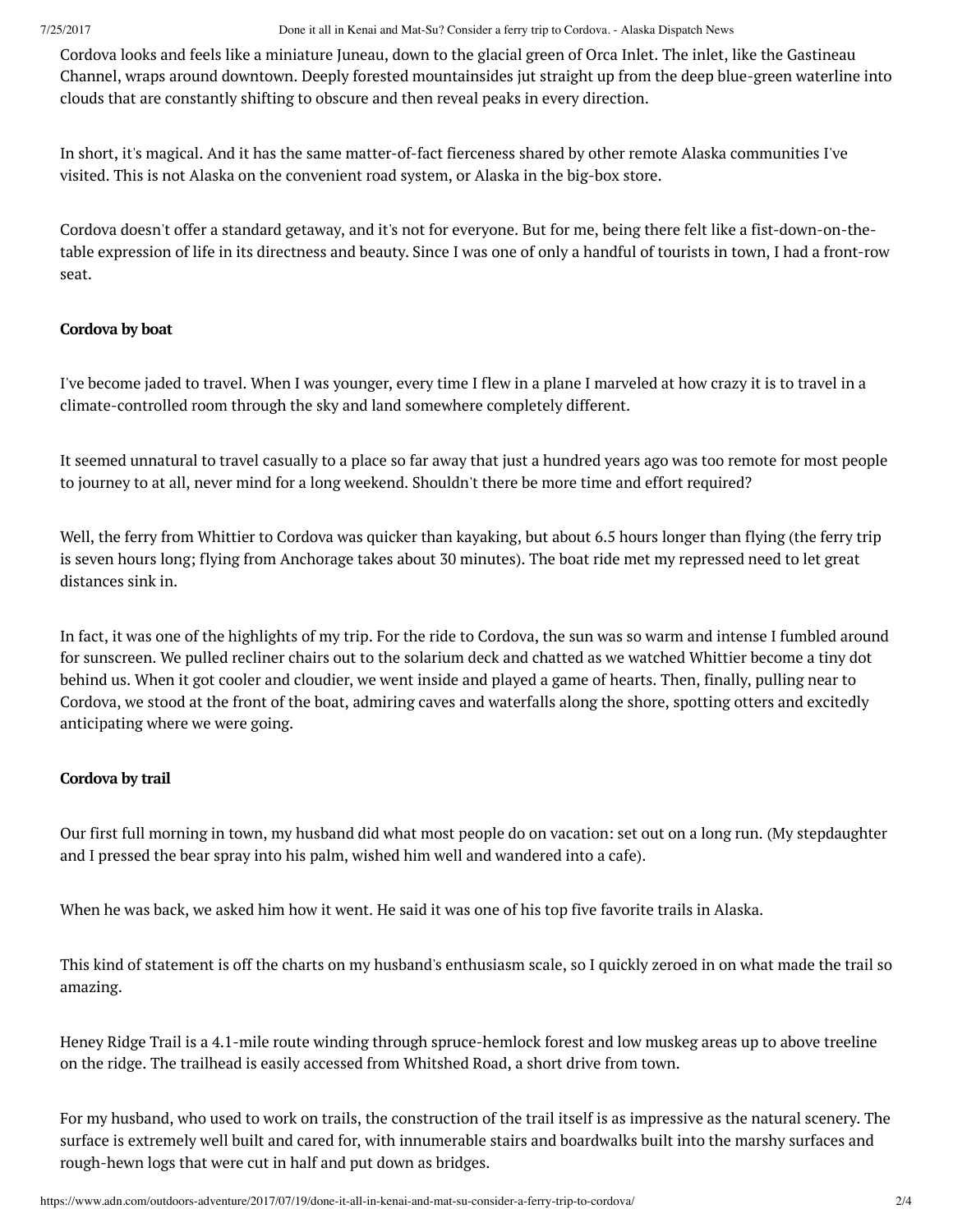Cordova looks and feels like a miniature Juneau, down to the glacial green of Orca Inlet. The inlet, like the Gastineau Channel, wraps around downtown. Deeply forested mountainsides jut straight up from the deep blue-green waterline into clouds that are constantly shifting to obscure and then reveal peaks in every direction.

In short, it's magical. And it has the same matter-of-fact fierceness shared by other remote Alaska communities I've visited. This is not Alaska on the convenient road system, or Alaska in the big-box store.

Cordova doesn't offer a standard getaway, and it's not for everyone. But for me, being there felt like a fist-down-on-the-table expression of life in its directness and beauty. Since I was one of only a handful of tourists in town, I had a front-row seat.

**Cordova by boat**

I've become jaded to travel. When I was younger, every time I flew in a plane I marveled at how crazy it is to travel in a climate-controlled room through the sky and land somewhere completely different.

It seemed unnatural to travel casually to a place so far away that just a hundred years ago was too remote for most people to journey to at all, never mind for a long weekend. Shouldn't there be more time and effort required?

Well, the ferry from Whittier to Cordova was quicker than kayaking, but about 6.5 hours longer than flying (the ferry trip is seven hours long; flying from Anchorage takes about 30 minutes). The boat ride met my repressed need to let great distances sink in.

In fact, it was one of the highlights of my trip. For the ride to Cordova, the sun was so warm and intense I fumbled around for sunscreen. We pulled recliner chairs out to the solarium deck and chatted as we watched Whittier become a tiny dot behind us. When it got cooler and cloudier, we went inside and played a game of hearts. Then, finally, pulling near to Cordova, we stood at the front of the boat, admiring caves and waterfalls along the shore, spotting otters and excitedly anticipating where we were going.

**Cordova by trail**

Our first full morning in town, my husband did what most people do on vacation: set out on a long run. (My stepdaughter and I pressed the bear spray into his palm, wished him well and wandered into a cafe).

When he was back, we asked him how it went. He said it was one of his top five favorite trails in Alaska.

This kind of statement is off the charts on my husband's enthusiasm scale, so I quickly zeroed in on what made the trail so amazing.

Heney Ridge Trail is a 4.1-mile route winding through spruce-hemlock forest and low muskeg areas up to above treeline on the ridge. The trailhead is easily accessed from Whitshed Road, a short drive from town.

For my husband, who used to work on trails, the construction of the trail itself is as impressive as the natural scenery. The surface is extremely well built and cared for, with innumerable stairs and boardwalks built into the marshy surfaces and rough-hewn logs that were cut in half and put down as bridges.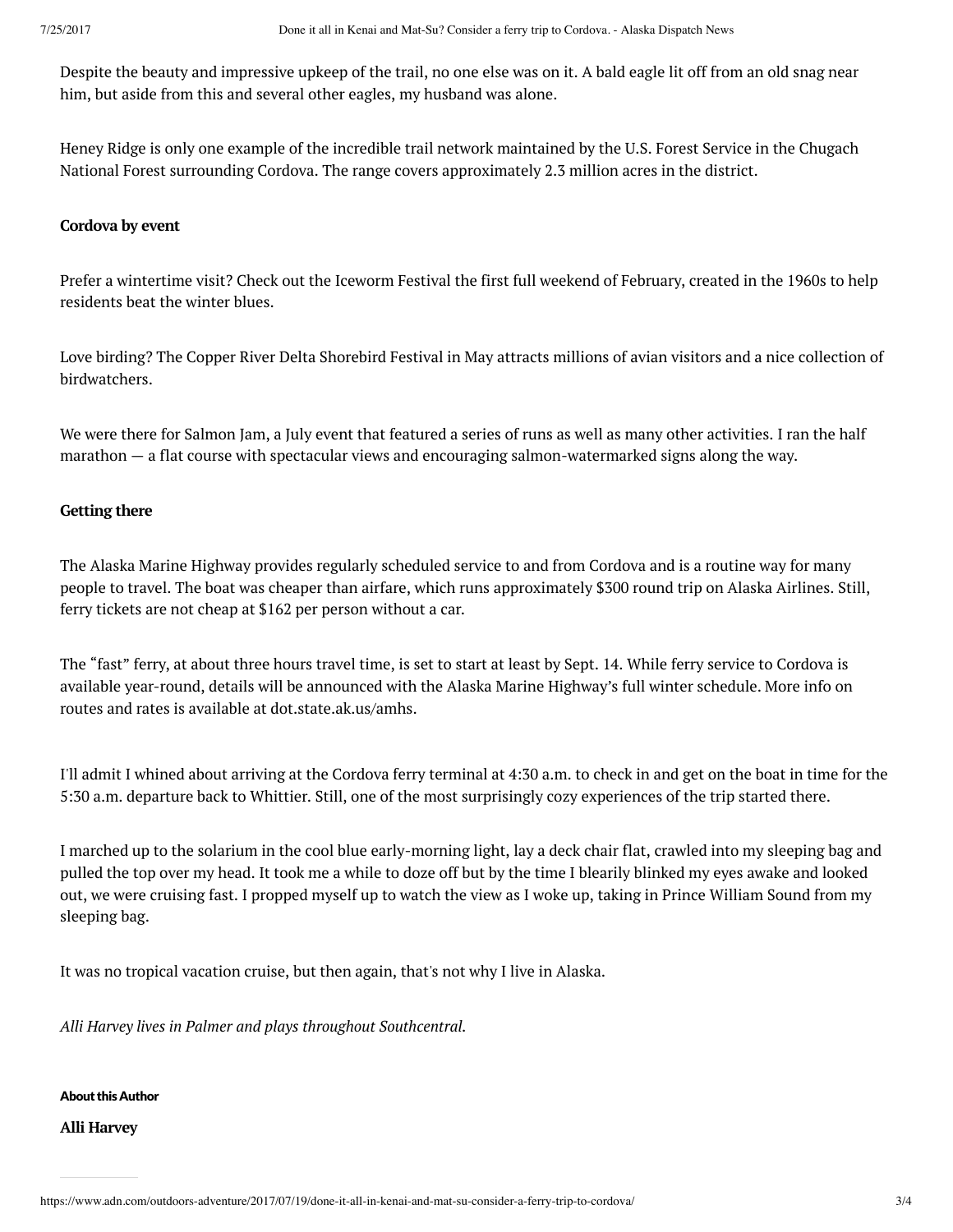Despite the beauty and impressive upkeep of the trail, no one else was on it. A bald eagle lit off from an old snag near him, but aside from this and several other eagles, my husband was alone.

Heney Ridge is only one example of the incredible trail network maintained by the U.S. Forest Service in the Chugach National Forest surrounding Cordova. The range covers approximately 2.3 million acres in the district.

**Cordova by event**

Prefer a wintertime visit? Check out the Iceworm Festival the first full weekend of February, created in the 1960s to help residents beat the winter blues.

Love birding? The Copper River Delta Shorebird Festival in May attracts millions of avian visitors and a nice collection of birdwatchers.

We were there for Salmon Jam, a July event that featured a series of runs as well as many other activities. I ran the half marathon — a flat course with spectacular views and encouraging salmon-watermarked signs along the way.

**Getting there**

The Alaska Marine Highway provides regularly scheduled service to and from Cordova and is a routine way for many people to travel. The boat was cheaper than airfare, which runs approximately $300 round trip on Alaska Airlines. Still, ferry tickets are not cheap at $162 per person without a car.

The "fast" ferry, at about three hours travel time, is set to start at least by Sept. 14. While ferry service to Cordova is available year-round, details will be announced with the Alaska Marine Highway's full winter schedule. More info on routes and rates is available at dot.state.ak.us/amhs.

I'll admit I whined about arriving at the Cordova ferry terminal at 4:30 a.m. to check in and get on the boat in time for the 5:30 a.m. departure back to Whittier. Still, one of the most surprisingly cozy experiences of the trip started there.

I marched up to the solarium in the cool blue early-morning light, lay a deck chair flat, crawled into my sleeping bag and pulled the top over my head. It took me a while to doze off but by the time I blearily blinked my eyes awake and looked out, we were cruising fast. I propped myself up to watch the view as I woke up, taking in Prince William Sound from my sleeping bag.

It was no tropical vacation cruise, but then again, that's not why I live in Alaska.

*Alli Harvey lives in Palmer and plays throughout Southcentral.*

**About this Author**

**Alli Harvey**